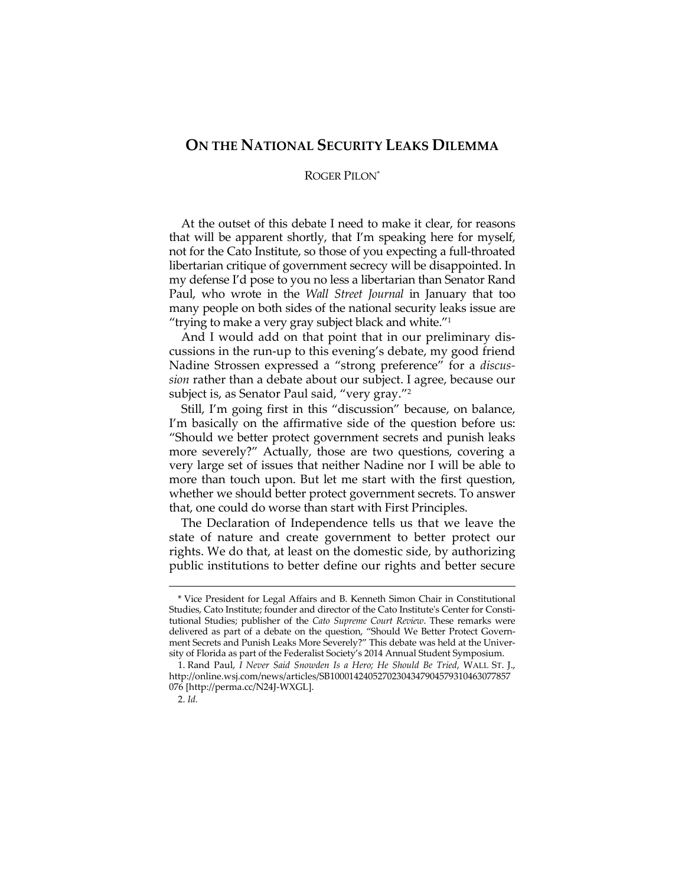# On the National Security Leaks Dilemma

ROGER PILON*

At the outset of this debate I need to make it clear, for reasons that will be apparent shortly, that I'm speaking here for myself, not for the Cato Institute, so those of you expecting a full-throated libertarian critique of government secrecy will be disappointed. In my defense I'd pose to you no less a libertarian than Senator Rand Paul, who wrote in the *Wall Street Journal* in January that too many people on both sides of the national security leaks issue are "trying to make a very gray subject black and white."[1]

And I would add on that point that in our preliminary discussions in the run-up to this evening's debate, my good friend Nadine Strossen expressed a "strong preference" for a *discussion* rather than a debate about our subject. I agree, because our subject is, as Senator Paul said, "very gray."[2]

Still, I'm going first in this "discussion" because, on balance, I'm basically on the affirmative side of the question before us: "Should we better protect government secrets and punish leaks more severely?" Actually, those are two questions, covering a very large set of issues that neither Nadine nor I will be able to more than touch upon. But let me start with the first question, whether we should better protect government secrets. To answer that, one could do worse than start with First Principles.

The Declaration of Independence tells us that we leave the state of nature and create government to better protect our rights. We do that, at least on the domestic side, by authorizing public institutions to better define our rights and better secure

---

\* Vice President for Legal Affairs and B. Kenneth Simon Chair in Constitutional Studies, Cato Institute; founder and director of the Cato Institute's Center for Constitutional Studies; publisher of the *Cato Supreme Court Review*. These remarks were delivered as part of a debate on the question, "Should We Better Protect Government Secrets and Punish Leaks More Severely?" This debate was held at the University of Florida as part of the Federalist Society's 2014 Annual Student Symposium.

1. Rand Paul, *I Never Said Snowden Is a Hero; He Should Be Tried*, WALL ST. J., http://online.wsj.com/news/articles/SB10001424052702304347904579310463077857076 [http://perma.cc/N24J-WXGL].

2. *Id.*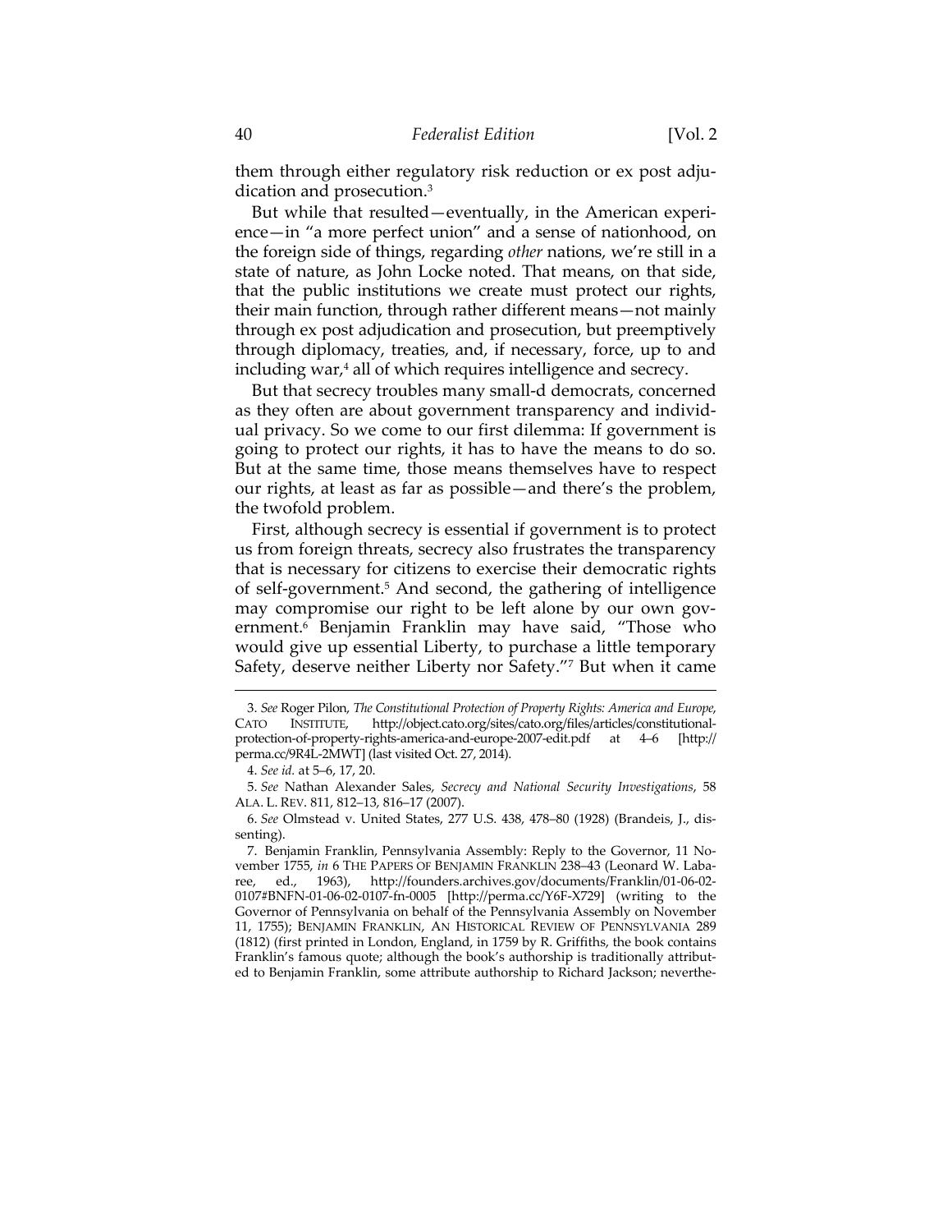them through either regulatory risk reduction or ex post adjudication and prosecution.[3]

But while that resulted—eventually, in the American experience—in "a more perfect union" and a sense of nationhood, on the foreign side of things, regarding *other* nations, we're still in a state of nature, as John Locke noted. That means, on that side, that the public institutions we create must protect our rights, their main function, through rather different means—not mainly through ex post adjudication and prosecution, but preemptively through diplomacy, treaties, and, if necessary, force, up to and including war,[4] all of which requires intelligence and secrecy.

But that secrecy troubles many small-d democrats, concerned as they often are about government transparency and individual privacy. So we come to our first dilemma: If government is going to protect our rights, it has to have the means to do so. But at the same time, those means themselves have to respect our rights, at least as far as possible—and there's the problem, the twofold problem.

First, although secrecy is essential if government is to protect us from foreign threats, secrecy also frustrates the transparency that is necessary for citizens to exercise their democratic rights of self-government.[5] And second, the gathering of intelligence may compromise our right to be left alone by our own government.[6] Benjamin Franklin may have said, "Those who would give up essential Liberty, to purchase a little temporary Safety, deserve neither Liberty nor Safety."[7] But when it came

---

3. *See* Roger Pilon, *The Constitutional Protection of Property Rights: America and Europe*, CATO INSTITUTE, http://object.cato.org/sites/cato.org/files/articles/constitutional-protection-of-property-rights-america-and-europe-2007-edit.pdf at 4–6 [http://perma.cc/9R4L-2MWT] (last visited Oct. 27, 2014).

4. *See id.* at 5–6, 17, 20.

5. *See* Nathan Alexander Sales, *Secrecy and National Security Investigations*, 58 ALA. L. REV. 811, 812–13, 816–17 (2007).

6. *See* Olmstead v. United States, 277 U.S. 438, 478–80 (1928) (Brandeis, J., dissenting).

7. Benjamin Franklin, Pennsylvania Assembly: Reply to the Governor, 11 November 1755, *in* 6 THE PAPERS OF BENJAMIN FRANKLIN 238–43 (Leonard W. Labaree, ed., 1963), http://founders.archives.gov/documents/Franklin/01-06-02-0107#BNFN-01-06-02-0107-fn-0005 [http://perma.cc/Y6F-X729] (writing to the Governor of Pennsylvania on behalf of the Pennsylvania Assembly on November 11, 1755); BENJAMIN FRANKLIN, AN HISTORICAL REVIEW OF PENNSYLVANIA 289 (1812) (first printed in London, England, in 1759 by R. Griffiths, the book contains Franklin's famous quote; although the book's authorship is traditionally attributed to Benjamin Franklin, some attribute authorship to Richard Jackson; neverthe-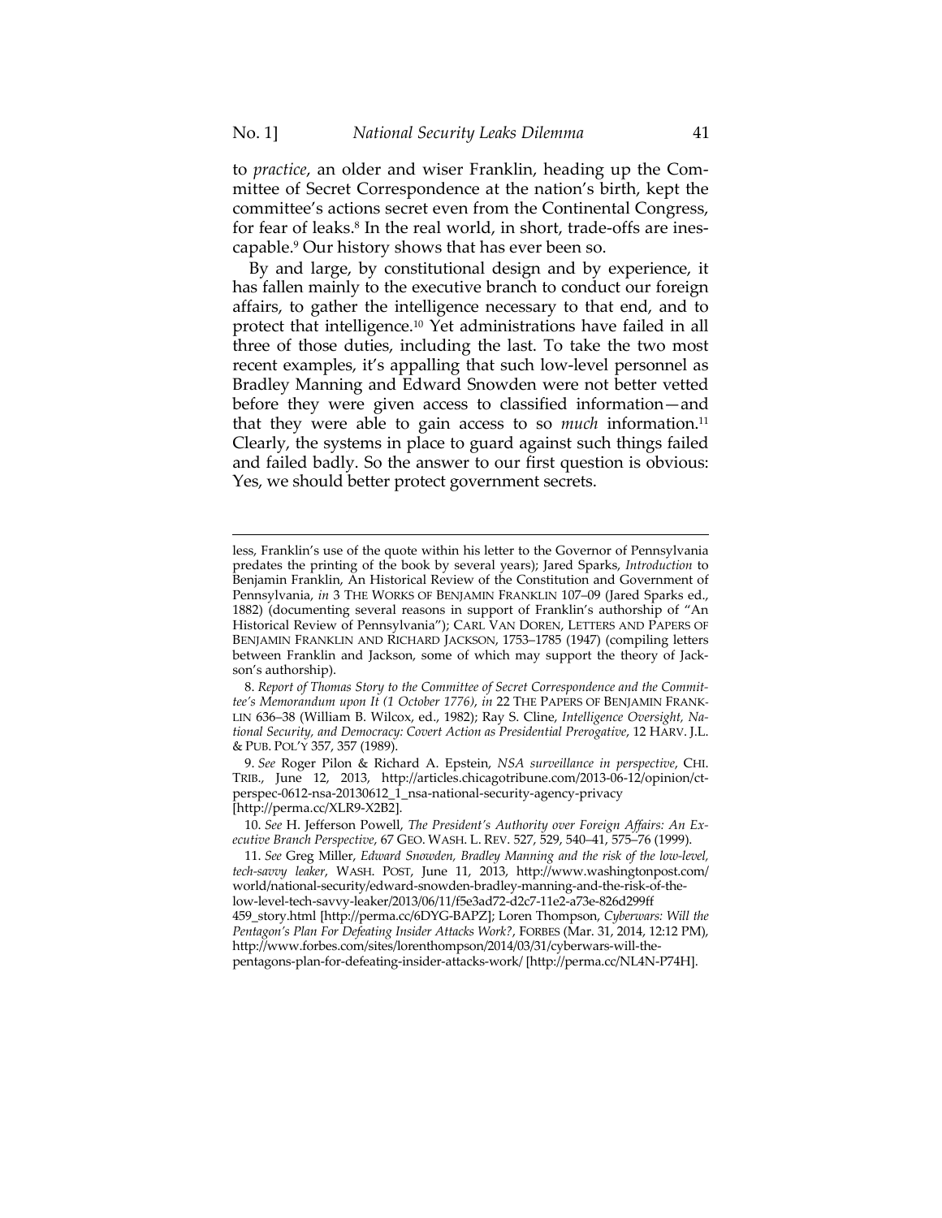to *practice*, an older and wiser Franklin, heading up the Committee of Secret Correspondence at the nation's birth, kept the committee's actions secret even from the Continental Congress, for fear of leaks.[8] In the real world, in short, trade-offs are inescapable.[9] Our history shows that has ever been so.

By and large, by constitutional design and by experience, it has fallen mainly to the executive branch to conduct our foreign affairs, to gather the intelligence necessary to that end, and to protect that intelligence.[10] Yet administrations have failed in all three of those duties, including the last. To take the two most recent examples, it's appalling that such low-level personnel as Bradley Manning and Edward Snowden were not better vetted before they were given access to classified information—and that they were able to gain access to so *much* information.[11] Clearly, the systems in place to guard against such things failed and failed badly. So the answer to our first question is obvious: Yes, we should better protect government secrets.

---

less, Franklin's use of the quote within his letter to the Governor of Pennsylvania predates the printing of the book by several years); Jared Sparks, *Introduction* to Benjamin Franklin, An Historical Review of the Constitution and Government of Pennsylvania, *in* 3 THE WORKS OF BENJAMIN FRANKLIN 107–09 (Jared Sparks ed., 1882) (documenting several reasons in support of Franklin's authorship of "An Historical Review of Pennsylvania"); CARL VAN DOREN, LETTERS AND PAPERS OF BENJAMIN FRANKLIN AND RICHARD JACKSON, 1753–1785 (1947) (compiling letters between Franklin and Jackson, some of which may support the theory of Jackson's authorship).

8. *Report of Thomas Story to the Committee of Secret Correspondence and the Committee's Memorandum upon It (1 October 1776)*, *in* 22 THE PAPERS OF BENJAMIN FRANKLIN 636–38 (William B. Wilcox, ed., 1982); Ray S. Cline, *Intelligence Oversight, National Security, and Democracy: Covert Action as Presidential Prerogative*, 12 HARV. J.L. & PUB. POL'Y 357, 357 (1989).

9. *See* Roger Pilon & Richard A. Epstein, *NSA surveillance in perspective*, CHI. TRIB., June 12, 2013, http://articles.chicagotribune.com/2013-06-12/opinion/ct-perspec-0612-nsa-20130612_1_nsa-national-security-agency-privacy [http://perma.cc/XLR9-X2B2].

10. *See* H. Jefferson Powell, *The President's Authority over Foreign Affairs: An Executive Branch Perspective*, 67 GEO. WASH. L. REV. 527, 529, 540–41, 575–76 (1999).

11. *See* Greg Miller, *Edward Snowden, Bradley Manning and the risk of the low-level, tech-savvy leaker*, WASH. POST, June 11, 2013, http://www.washingtonpost.com/world/national-security/edward-snowden-bradley-manning-and-the-risk-of-the-low-level-tech-savvy-leaker/2013/06/11/f5e3ad72-d2c7-11e2-a73e-826d299ff459_story.html [http://perma.cc/6DYG-BAPZ]; Loren Thompson, *Cyberwars: Will the Pentagon's Plan For Defeating Insider Attacks Work?*, FORBES (Mar. 31, 2014, 12:12 PM), http://www.forbes.com/sites/lorenthompson/2014/03/31/cyberwars-will-the-pentagons-plan-for-defeating-insider-attacks-work/ [http://perma.cc/NL4N-P74H].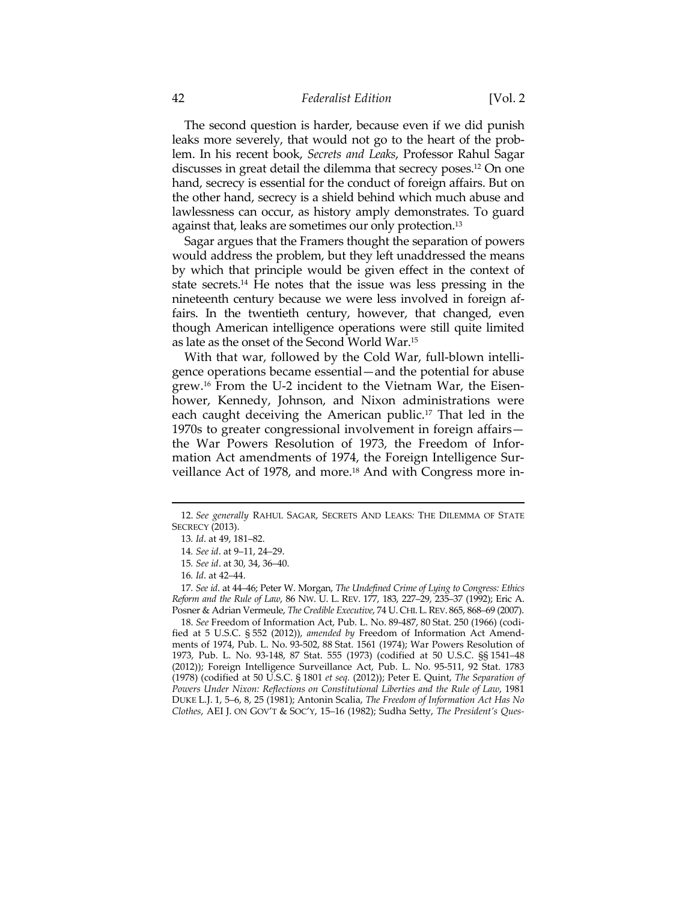The second question is harder, because even if we did punish leaks more severely, that would not go to the heart of the problem. In his recent book, *Secrets and Leaks*, Professor Rahul Sagar discusses in great detail the dilemma that secrecy poses.[12] On one hand, secrecy is essential for the conduct of foreign affairs. But on the other hand, secrecy is a shield behind which much abuse and lawlessness can occur, as history amply demonstrates. To guard against that, leaks are sometimes our only protection.[13]

Sagar argues that the Framers thought the separation of powers would address the problem, but they left unaddressed the means by which that principle would be given effect in the context of state secrets.[14] He notes that the issue was less pressing in the nineteenth century because we were less involved in foreign affairs. In the twentieth century, however, that changed, even though American intelligence operations were still quite limited as late as the onset of the Second World War.[15]

With that war, followed by the Cold War, full-blown intelligence operations became essential—and the potential for abuse grew.[16] From the U-2 incident to the Vietnam War, the Eisenhower, Kennedy, Johnson, and Nixon administrations were each caught deceiving the American public.[17] That led in the 1970s to greater congressional involvement in foreign affairs—the War Powers Resolution of 1973, the Freedom of Information Act amendments of 1974, the Foreign Intelligence Surveillance Act of 1978, and more.[18] And with Congress more in-

---

12. *See generally* RAHUL SAGAR, SECRETS AND LEAKS: THE DILEMMA OF STATE SECRECY (2013).

13. *Id*. at 49, 181–82.

14. *See id*. at 9–11, 24–29.

15. *See id*. at 30, 34, 36–40.

16. *Id*. at 42–44.

17. *See id*. at 44–46; Peter W. Morgan, *The Undefined Crime of Lying to Congress: Ethics Reform and the Rule of Law*, 86 NW. U. L. REV. 177, 183, 227–29, 235–37 (1992); Eric A. Posner & Adrian Vermeule, *The Credible Executive*, 74 U. CHI. L. REV. 865, 868–69 (2007).

18. *See* Freedom of Information Act, Pub. L. No. 89-487, 80 Stat. 250 (1966) (codified at 5 U.S.C. § 552 (2012)), *amended by* Freedom of Information Act Amendments of 1974, Pub. L. No. 93-502, 88 Stat. 1561 (1974); War Powers Resolution of 1973, Pub. L. No. 93-148, 87 Stat. 555 (1973) (codified at 50 U.S.C. §§ 1541–48 (2012)); Foreign Intelligence Surveillance Act, Pub. L. No. 95-511, 92 Stat. 1783 (1978) (codified at 50 U.S.C. § 1801 *et seq.* (2012)); Peter E. Quint, *The Separation of Powers Under Nixon: Reflections on Constitutional Liberties and the Rule of Law*, 1981 DUKE L.J. 1, 5–6, 8, 25 (1981); Antonin Scalia, *The Freedom of Information Act Has No Clothes*, AEI J. ON GOV'T & SOC'Y, 15–16 (1982); Sudha Setty, *The President's Ques-*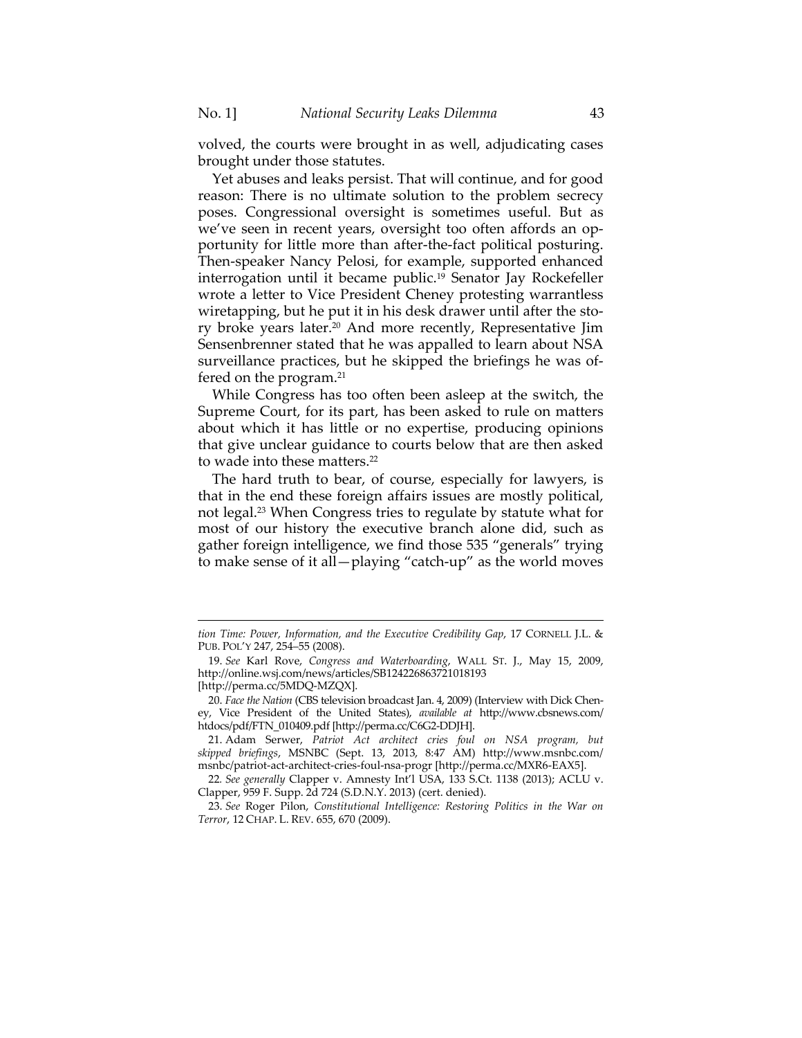volved, the courts were brought in as well, adjudicating cases brought under those statutes.

Yet abuses and leaks persist. That will continue, and for good reason: There is no ultimate solution to the problem secrecy poses. Congressional oversight is sometimes useful. But as we've seen in recent years, oversight too often affords an opportunity for little more than after-the-fact political posturing. Then-speaker Nancy Pelosi, for example, supported enhanced interrogation until it became public.[19] Senator Jay Rockefeller wrote a letter to Vice President Cheney protesting warrantless wiretapping, but he put it in his desk drawer until after the story broke years later.[20] And more recently, Representative Jim Sensenbrenner stated that he was appalled to learn about NSA surveillance practices, but he skipped the briefings he was offered on the program.[21]

While Congress has too often been asleep at the switch, the Supreme Court, for its part, has been asked to rule on matters about which it has little or no expertise, producing opinions that give unclear guidance to courts below that are then asked to wade into these matters.[22]

The hard truth to bear, of course, especially for lawyers, is that in the end these foreign affairs issues are mostly political, not legal.[23] When Congress tries to regulate by statute what for most of our history the executive branch alone did, such as gather foreign intelligence, we find those 535 "generals" trying to make sense of it all—playing "catch-up" as the world moves

---

*tion Time: Power, Information, and the Executive Credibility Gap*, 17 CORNELL J.L. & PUB. POL'Y 247, 254–55 (2008).

19. *See* Karl Rove, *Congress and Waterboarding*, WALL ST. J., May 15, 2009, http://online.wsj.com/news/articles/SB124226863721018193 [http://perma.cc/5MDQ-MZQX].

20. *Face the Nation* (CBS television broadcast Jan. 4, 2009) (Interview with Dick Cheney, Vice President of the United States), *available at* http://www.cbsnews.com/htdocs/pdf/FTN_010409.pdf [http://perma.cc/C6G2-DDJH].

21. Adam Serwer, *Patriot Act architect cries foul on NSA program, but skipped briefings*, MSNBC (Sept. 13, 2013, 8:47 AM) http://www.msnbc.com/msnbc/patriot-act-architect-cries-foul-nsa-progr [http://perma.cc/MXR6-EAX5].

22. *See generally* Clapper v. Amnesty Int'l USA, 133 S.Ct. 1138 (2013); ACLU v. Clapper, 959 F. Supp. 2d 724 (S.D.N.Y. 2013) (cert. denied).

23. *See* Roger Pilon, *Constitutional Intelligence: Restoring Politics in the War on Terror*, 12 CHAP. L. REV. 655, 670 (2009).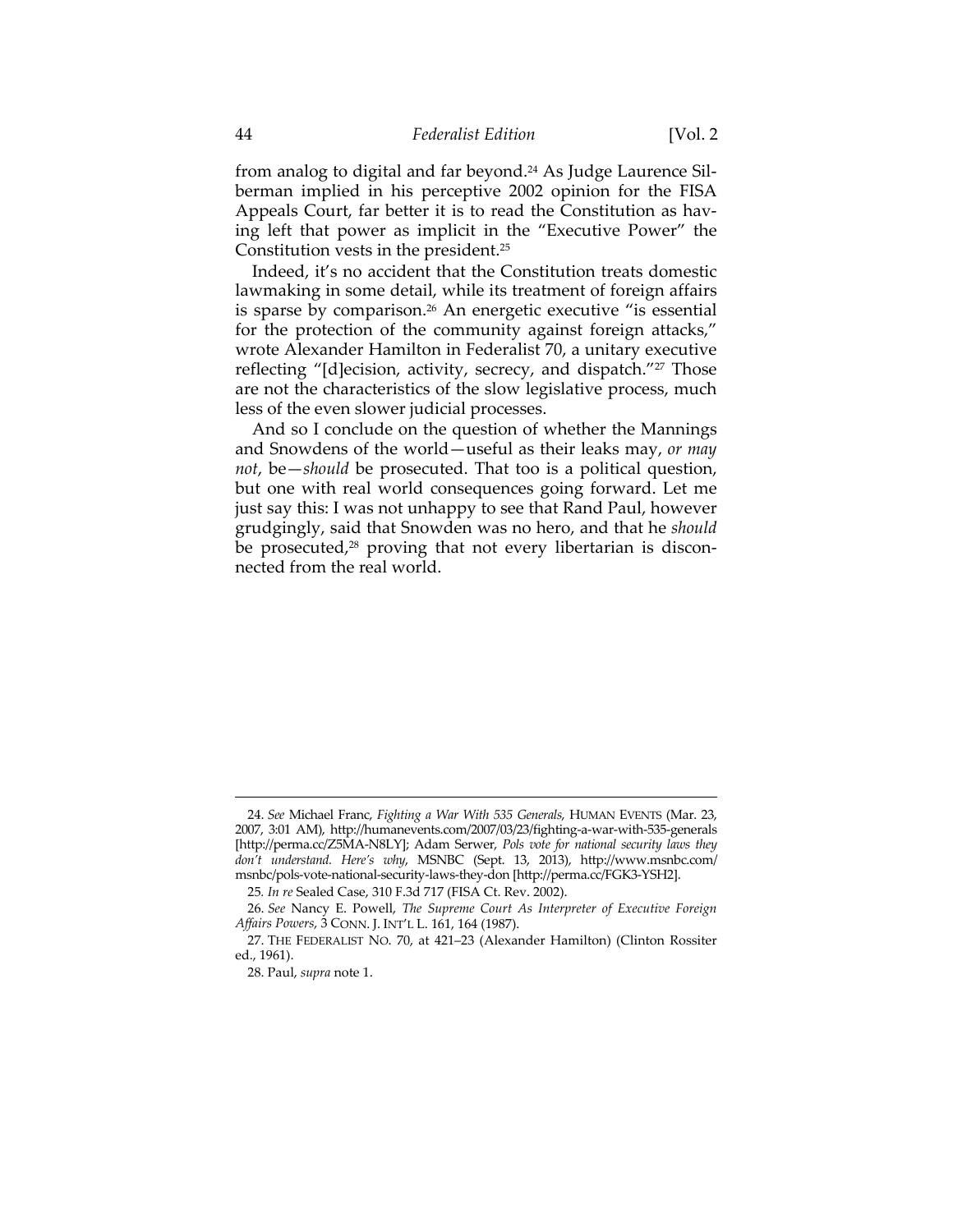from analog to digital and far beyond.[24] As Judge Laurence Silberman implied in his perceptive 2002 opinion for the FISA Appeals Court, far better it is to read the Constitution as having left that power as implicit in the "Executive Power" the Constitution vests in the president.[25]

Indeed, it's no accident that the Constitution treats domestic lawmaking in some detail, while its treatment of foreign affairs is sparse by comparison.[26] An energetic executive "is essential for the protection of the community against foreign attacks," wrote Alexander Hamilton in Federalist 70, a unitary executive reflecting "[d]ecision, activity, secrecy, and dispatch."[27] Those are not the characteristics of the slow legislative process, much less of the even slower judicial processes.

And so I conclude on the question of whether the Mannings and Snowdens of the world—useful as their leaks may, *or may not*, be—*should* be prosecuted. That too is a political question, but one with real world consequences going forward. Let me just say this: I was not unhappy to see that Rand Paul, however grudgingly, said that Snowden was no hero, and that he *should* be prosecuted,[28] proving that not every libertarian is disconnected from the real world.

---

24. *See* Michael Franc, *Fighting a War With 535 Generals*, HUMAN EVENTS (Mar. 23, 2007, 3:01 AM), http://humanevents.com/2007/03/23/fighting-a-war-with-535-generals [http://perma.cc/Z5MA-N8LY]; Adam Serwer, *Pols vote for national security laws they don't understand. Here's why*, MSNBC (Sept. 13, 2013), http://www.msnbc.com/msnbc/pols-vote-national-security-laws-they-don [http://perma.cc/FGK3-YSH2].

25. *In re* Sealed Case, 310 F.3d 717 (FISA Ct. Rev. 2002).

26. *See* Nancy E. Powell, *The Supreme Court As Interpreter of Executive Foreign Affairs Powers*, 3 CONN. J. INT'L L. 161, 164 (1987).

27. THE FEDERALIST NO. 70, at 421–23 (Alexander Hamilton) (Clinton Rossiter ed., 1961).

28. Paul, *supra* note 1.